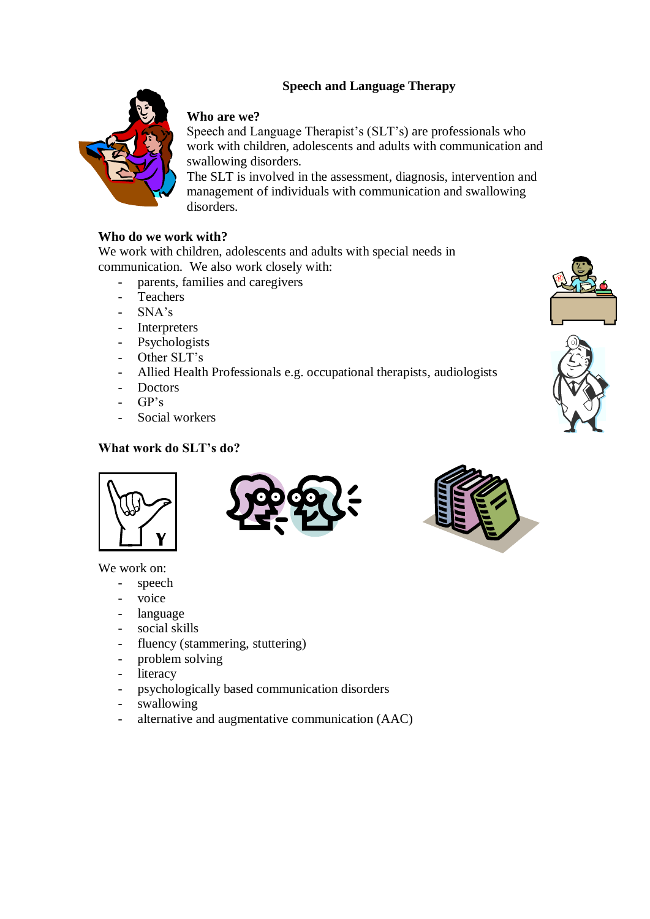# Speech and Language Therapy

## Who are we?

Speech and Language Therapist's (SLT's) are professionals who work with children, adolescents and adults with communication and swallowing disorders.

The SLT is involved in the assessment, diagnosis, intervention and management of individuals with communication and swallowing disorders.

## Who do we work with?

We work with children, adolescents and adults with special needs in communication. We also work closely with:

- parents, families and caregivers
- Teachers
- SNA's
- Interpreters
- Psychologists
- Other SLT's
- Allied Health Professionals e.g. occupational therapists, audiologists
- Doctors
- GP's
- Social workers

## What work do SLT's do?

We work on:

- speech
- voice
- language
- social skills
- fluency (stammering, stuttering)
- problem solving
- literacy
- psychologically based communication disorders
- swallowing
- alternative and augmentative communication (AAC)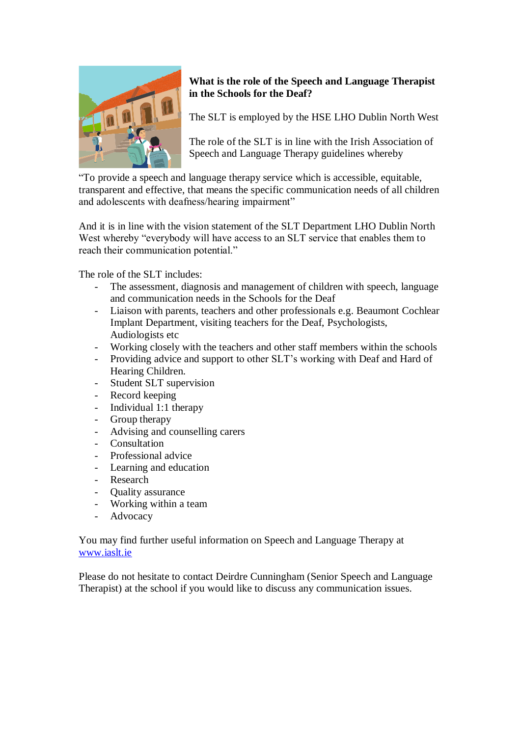**What is the role of the Speech and Language Therapist in the Schools for the Deaf?**

The SLT is employed by the HSE LHO Dublin North West

The role of the SLT is in line with the Irish Association of Speech and Language Therapy guidelines whereby

"To provide a speech and language therapy service which is accessible, equitable, transparent and effective, that means the specific communication needs of all children and adolescents with deafness/hearing impairment"

And it is in line with the vision statement of the SLT Department LHO Dublin North West whereby "everybody will have access to an SLT service that enables them to reach their communication potential."

The role of the SLT includes:

- The assessment, diagnosis and management of children with speech, language and communication needs in the Schools for the Deaf
- Liaison with parents, teachers and other professionals e.g. Beaumont Cochlear Implant Department, visiting teachers for the Deaf, Psychologists, Audiologists etc
- Working closely with the teachers and other staff members within the schools
- Providing advice and support to other SLT's working with Deaf and Hard of Hearing Children.
- Student SLT supervision
- Record keeping
- Individual 1:1 therapy
- Group therapy
- Advising and counselling carers
- Consultation
- Professional advice
- Learning and education
- Research
- Quality assurance
- Working within a team
- Advocacy

You may find further useful information on Speech and Language Therapy at [www.iaslt.ie](http://www.iaslt.ie)

Please do not hesitate to contact Deirdre Cunningham (Senior Speech and Language Therapist) at the school if you would like to discuss any communication issues.